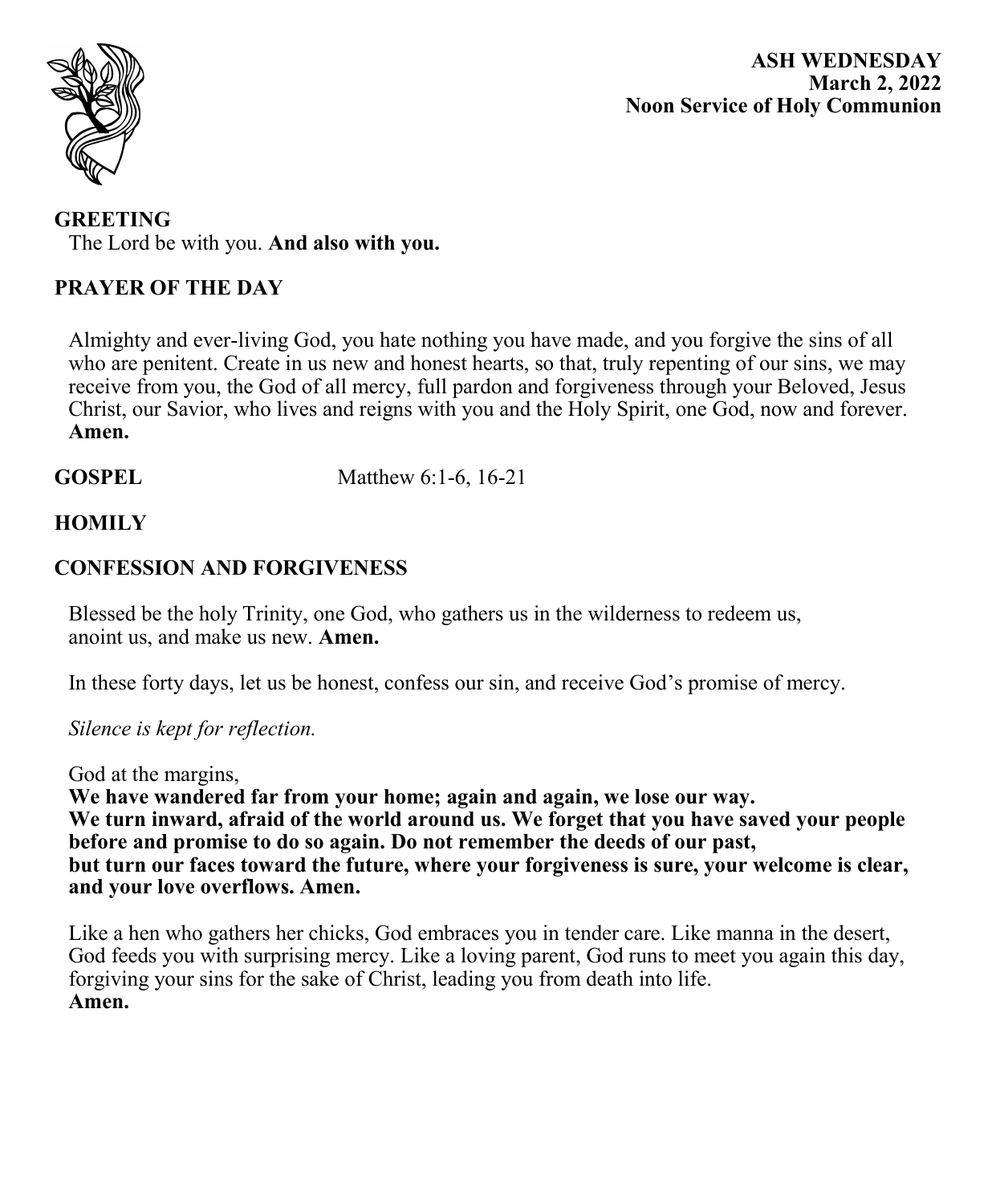**ASH WEDNESDAY**
**March 2, 2022**
**Noon Service of Holy Communion**

## GREETING

The Lord be with you. **And also with you.**

## PRAYER OF THE DAY

Almighty and ever-living God, you hate nothing you have made, and you forgive the sins of all who are penitent. Create in us new and honest hearts, so that, truly repenting of our sins, we may receive from you, the God of all mercy, full pardon and forgiveness through your Beloved, Jesus Christ, our Savior, who lives and reigns with you and the Holy Spirit, one God, now and forever. **Amen.**

## GOSPEL Matthew 6:1-6, 16-21

## HOMILY

## CONFESSION AND FORGIVENESS

Blessed be the holy Trinity, one God, who gathers us in the wilderness to redeem us, anoint us, and make us new. **Amen.**

In these forty days, let us be honest, confess our sin, and receive God's promise of mercy.

*Silence is kept for reflection.*

God at the margins,
**We have wandered far from your home; again and again, we lose our way.**
**We turn inward, afraid of the world around us. We forget that you have saved your people before and promise to do so again. Do not remember the deeds of our past,**
**but turn our faces toward the future, where your forgiveness is sure, your welcome is clear, and your love overflows. Amen.**

Like a hen who gathers her chicks, God embraces you in tender care. Like manna in the desert, God feeds you with surprising mercy. Like a loving parent, God runs to meet you again this day, forgiving your sins for the sake of Christ, leading you from death into life.
**Amen.**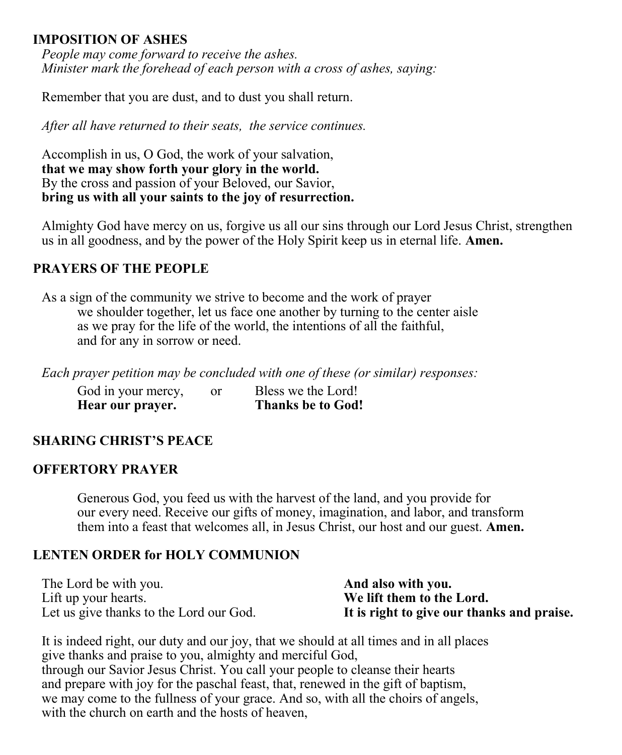## IMPOSITION OF ASHES

*People may come forward to receive the ashes.*
*Minister mark the forehead of each person with a cross of ashes, saying:*

Remember that you are dust, and to dust you shall return.

*After all have returned to their seats, the service continues.*

Accomplish in us, O God, the work of your salvation,
**that we may show forth your glory in the world.**
By the cross and passion of your Beloved, our Savior,
**bring us with all your saints to the joy of resurrection.**

Almighty God have mercy on us, forgive us all our sins through our Lord Jesus Christ, strengthen us in all goodness, and by the power of the Holy Spirit keep us in eternal life. **Amen.**

## PRAYERS OF THE PEOPLE

As a sign of the community we strive to become and the work of prayer
we shoulder together, let us face one another by turning to the center aisle
as we pray for the life of the world, the intentions of all the faithful,
and for any in sorrow or need.

*Each prayer petition may be concluded with one of these (or similar) responses:*

| | | |
|---|---|---|
| God in your mercy, | or | Bless we the Lord! |
| **Hear our prayer.** | | **Thanks be to God!** |

## SHARING CHRIST'S PEACE

## OFFERTORY PRAYER

Generous God, you feed us with the harvest of the land, and you provide for our every need. Receive our gifts of money, imagination, and labor, and transform them into a feast that welcomes all, in Jesus Christ, our host and our guest. **Amen.**

## LENTEN ORDER for HOLY COMMUNION

| | |
|---|---|
| The Lord be with you. | **And also with you.** |
| Lift up your hearts. | **We lift them to the Lord.** |
| Let us give thanks to the Lord our God. | **It is right to give our thanks and praise.** |

It is indeed right, our duty and our joy, that we should at all times and in all places
give thanks and praise to you, almighty and merciful God,
through our Savior Jesus Christ. You call your people to cleanse their hearts
and prepare with joy for the paschal feast, that, renewed in the gift of baptism,
we may come to the fullness of your grace. And so, with all the choirs of angels,
with the church on earth and the hosts of heaven,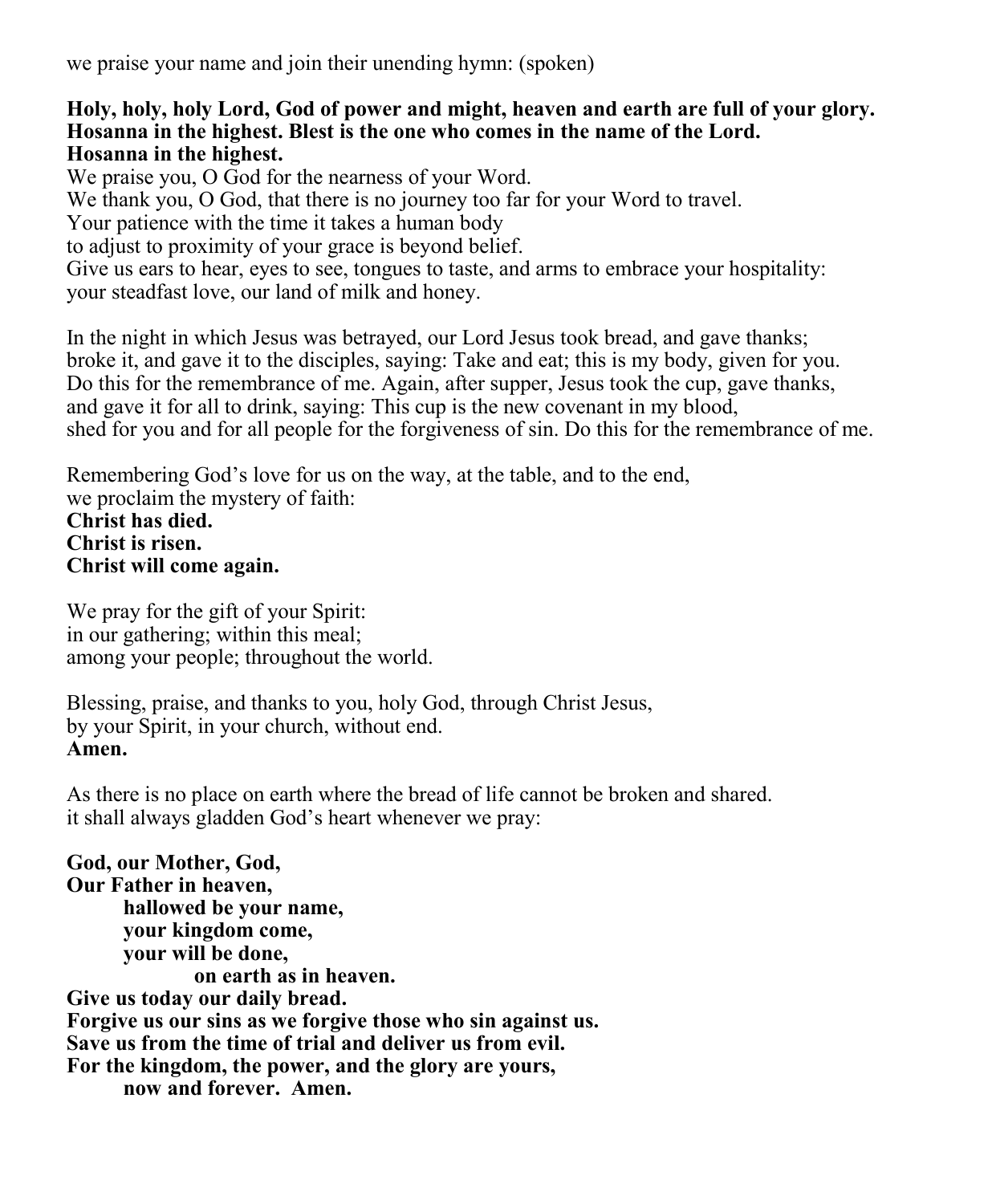we praise your name and join their unending hymn: (spoken)

**Holy, holy, holy Lord, God of power and might, heaven and earth are full of your glory.**
**Hosanna in the highest. Blest is the one who comes in the name of the Lord.**
**Hosanna in the highest.**
We praise you, O God for the nearness of your Word.
We thank you, O God, that there is no journey too far for your Word to travel.
Your patience with the time it takes a human body
to adjust to proximity of your grace is beyond belief.
Give us ears to hear, eyes to see, tongues to taste, and arms to embrace your hospitality:
your steadfast love, our land of milk and honey.

In the night in which Jesus was betrayed, our Lord Jesus took bread, and gave thanks;
broke it, and gave it to the disciples, saying: Take and eat; this is my body, given for you.
Do this for the remembrance of me. Again, after supper, Jesus took the cup, gave thanks,
and gave it for all to drink, saying: This cup is the new covenant in my blood,
shed for you and for all people for the forgiveness of sin. Do this for the remembrance of me.

Remembering God's love for us on the way, at the table, and to the end,
we proclaim the mystery of faith:
**Christ has died.**
**Christ is risen.**
**Christ will come again.**

We pray for the gift of your Spirit:
in our gathering; within this meal;
among your people; throughout the world.

Blessing, praise, and thanks to you, holy God, through Christ Jesus,
by your Spirit, in your church, without end.
**Amen.**

As there is no place on earth where the bread of life cannot be broken and shared.
it shall always gladden God's heart whenever we pray:

**God, our Mother, God,**
**Our Father in heaven,**
**hallowed be your name,**
**your kingdom come,**
**your will be done,**
**on earth as in heaven.**
**Give us today our daily bread.**
**Forgive us our sins as we forgive those who sin against us.**
**Save us from the time of trial and deliver us from evil.**
**For the kingdom, the power, and the glory are yours,**
**now and forever. Amen.**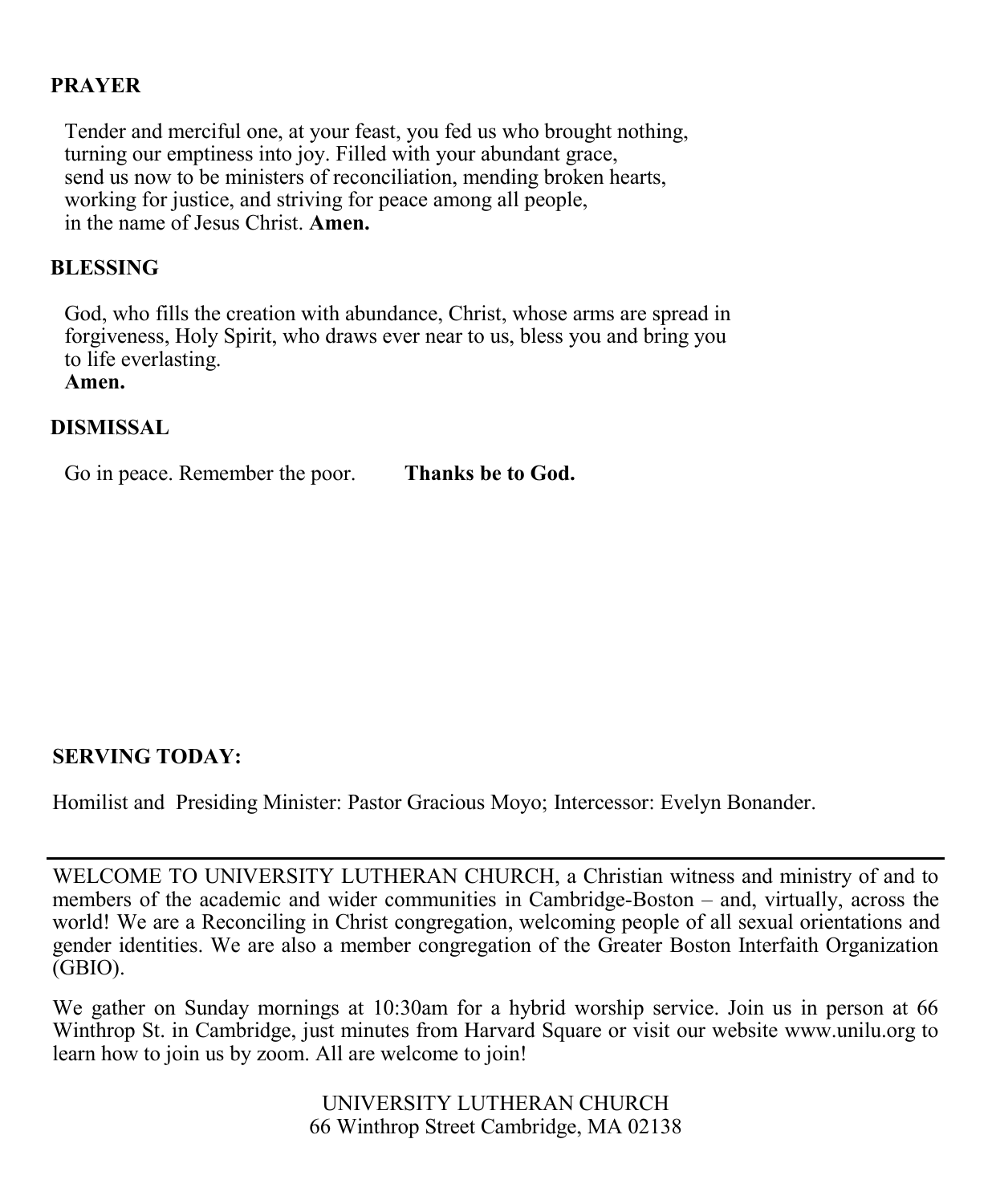## PRAYER

Tender and merciful one, at your feast, you fed us who brought nothing,
turning our emptiness into joy. Filled with your abundant grace,
send us now to be ministers of reconciliation, mending broken hearts,
working for justice, and striving for peace among all people,
in the name of Jesus Christ. **Amen.**

## BLESSING

God, who fills the creation with abundance, Christ, whose arms are spread in forgiveness, Holy Spirit, who draws ever near to us, bless you and bring you to life everlasting.
**Amen.**

## DISMISSAL

Go in peace. Remember the poor. **Thanks be to God.**

## SERVING TODAY:

Homilist and Presiding Minister: Pastor Gracious Moyo; Intercessor: Evelyn Bonander.

---

WELCOME TO UNIVERSITY LUTHERAN CHURCH, a Christian witness and ministry of and to members of the academic and wider communities in Cambridge-Boston – and, virtually, across the world! We are a Reconciling in Christ congregation, welcoming people of all sexual orientations and gender identities. We are also a member congregation of the Greater Boston Interfaith Organization (GBIO).

We gather on Sunday mornings at 10:30am for a hybrid worship service. Join us in person at 66 Winthrop St. in Cambridge, just minutes from Harvard Square or visit our website www.unilu.org to learn how to join us by zoom. All are welcome to join!

UNIVERSITY LUTHERAN CHURCH
66 Winthrop Street Cambridge, MA 02138